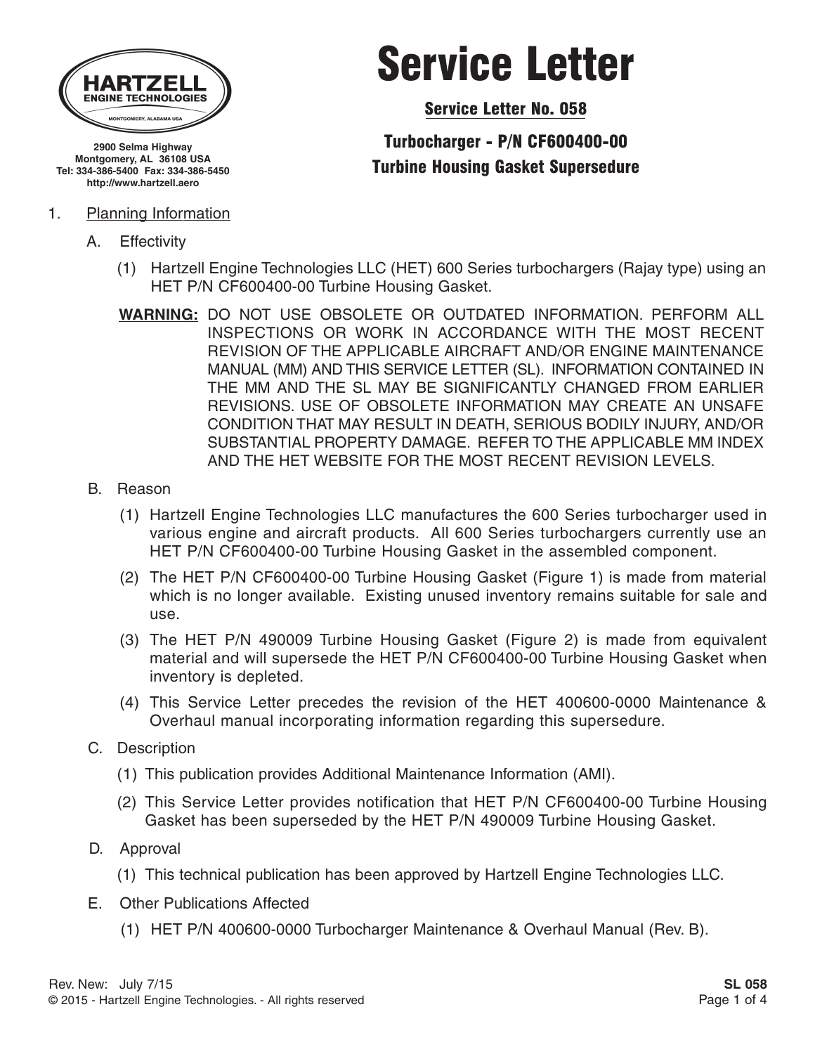**HARTZELL ENGINE TECHNOLOGIES**
MONTGOMERY, ALABAMA USA

2900 Selma Highway
Montgomery, AL 36108 USA
Tel: 334-386-5400 Fax: 334-386-5450
http://www.hartzell.aero

# Service Letter

## Service Letter No. 058

## Turbocharger - P/N CF600400-00
## Turbine Housing Gasket Supersedure

1. Planning Information

   A. Effectivity

      (1) Hartzell Engine Technologies LLC (HET) 600 Series turbochargers (Rajay type) using an HET P/N CF600400-00 Turbine Housing Gasket.

      **WARNING:** DO NOT USE OBSOLETE OR OUTDATED INFORMATION. PERFORM ALL INSPECTIONS OR WORK IN ACCORDANCE WITH THE MOST RECENT REVISION OF THE APPLICABLE AIRCRAFT AND/OR ENGINE MAINTENANCE MANUAL (MM) AND THIS SERVICE LETTER (SL). INFORMATION CONTAINED IN THE MM AND THE SL MAY BE SIGNIFICANTLY CHANGED FROM EARLIER REVISIONS. USE OF OBSOLETE INFORMATION MAY CREATE AN UNSAFE CONDITION THAT MAY RESULT IN DEATH, SERIOUS BODILY INJURY, AND/OR SUBSTANTIAL PROPERTY DAMAGE. REFER TO THE APPLICABLE MM INDEX AND THE HET WEBSITE FOR THE MOST RECENT REVISION LEVELS.

   B. Reason

      (1) Hartzell Engine Technologies LLC manufactures the 600 Series turbocharger used in various engine and aircraft products. All 600 Series turbochargers currently use an HET P/N CF600400-00 Turbine Housing Gasket in the assembled component.

      (2) The HET P/N CF600400-00 Turbine Housing Gasket (Figure 1) is made from material which is no longer available. Existing unused inventory remains suitable for sale and use.

      (3) The HET P/N 490009 Turbine Housing Gasket (Figure 2) is made from equivalent material and will supersede the HET P/N CF600400-00 Turbine Housing Gasket when inventory is depleted.

      (4) This Service Letter precedes the revision of the HET 400600-0000 Maintenance & Overhaul manual incorporating information regarding this supersedure.

   C. Description

      (1) This publication provides Additional Maintenance Information (AMI).

      (2) This Service Letter provides notification that HET P/N CF600400-00 Turbine Housing Gasket has been superseded by the HET P/N 490009 Turbine Housing Gasket.

   D. Approval

      (1) This technical publication has been approved by Hartzell Engine Technologies LLC.

   E. Other Publications Affected

      (1) HET P/N 400600-0000 Turbocharger Maintenance & Overhaul Manual (Rev. B).

Rev. New: July 7/15
© 2015 - Hartzell Engine Technologies. - All rights reserved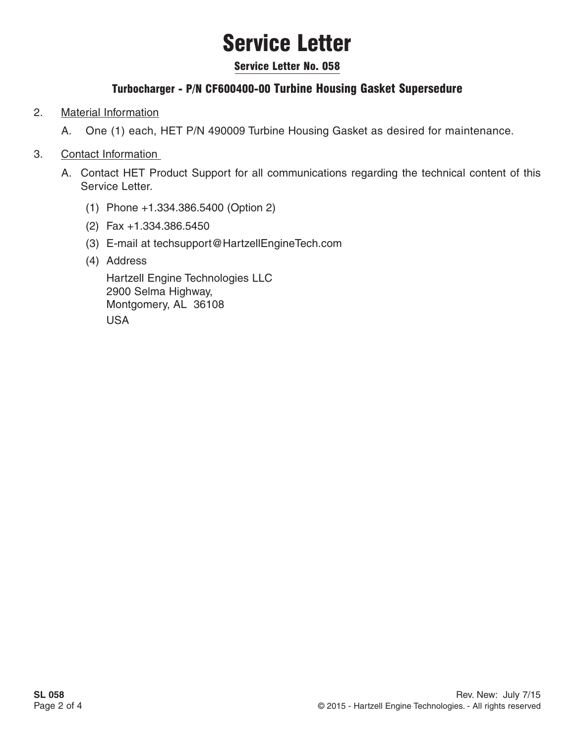# Service Letter

## Service Letter No. 058

### Turbocharger - P/N CF600400-00 Turbine Housing Gasket Supersedure

2. Material Information

   A. One (1) each, HET P/N 490009 Turbine Housing Gasket as desired for maintenance.

3. Contact Information

   A. Contact HET Product Support for all communications regarding the technical content of this Service Letter.

      (1) Phone +1.334.386.5400 (Option 2)

      (2) Fax +1.334.386.5450

      (3) E-mail at techsupport@HartzellEngineTech.com

      (4) Address

      Hartzell Engine Technologies LLC
      2900 Selma Highway,
      Montgomery, AL 36108
      USA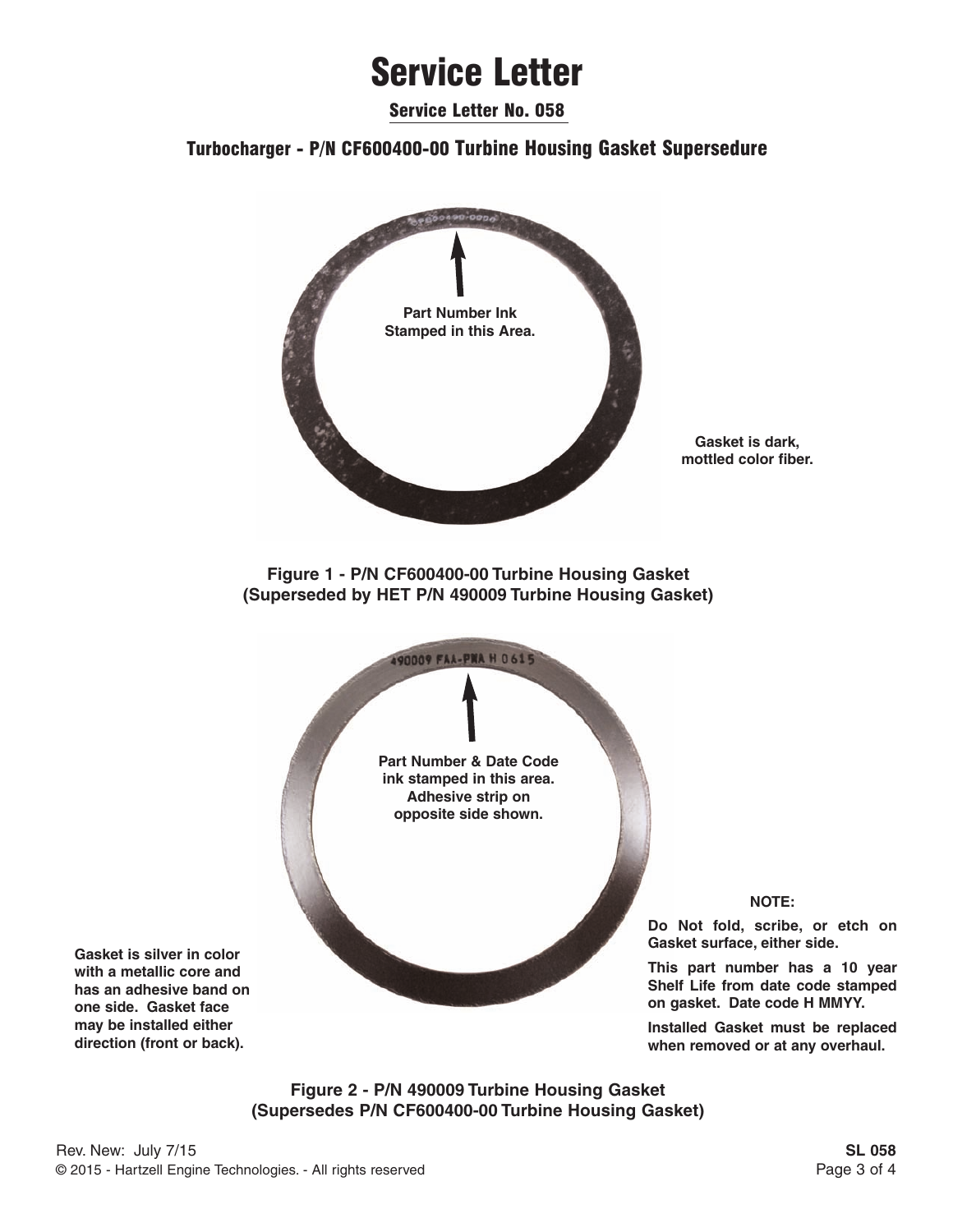# Service Letter

## Service Letter No. 058

### Turbocharger - P/N CF600400-00 Turbine Housing Gasket Supersedure

Part Number Ink Stamped in this Area.

Gasket is dark, mottled color fiber.

**Figure 1 - P/N CF600400-00 Turbine Housing Gasket (Superseded by HET P/N 490009 Turbine Housing Gasket)**

Part Number & Date Code ink stamped in this area. Adhesive strip on opposite side shown.

Gasket is silver in color with a metallic core and has an adhesive band on one side. Gasket face may be installed either direction (front or back).

**NOTE:**

**Do Not fold, scribe, or etch on Gasket surface, either side.**

**This part number has a 10 year Shelf Life from date code stamped on gasket. Date code H MMYY.**

**Installed Gasket must be replaced when removed or at any overhaul.**

**Figure 2 - P/N 490009 Turbine Housing Gasket (Supersedes P/N CF600400-00 Turbine Housing Gasket)**

Rev. New: July 7/15

© 2015 - Hartzell Engine Technologies. - All rights reserved

SL 058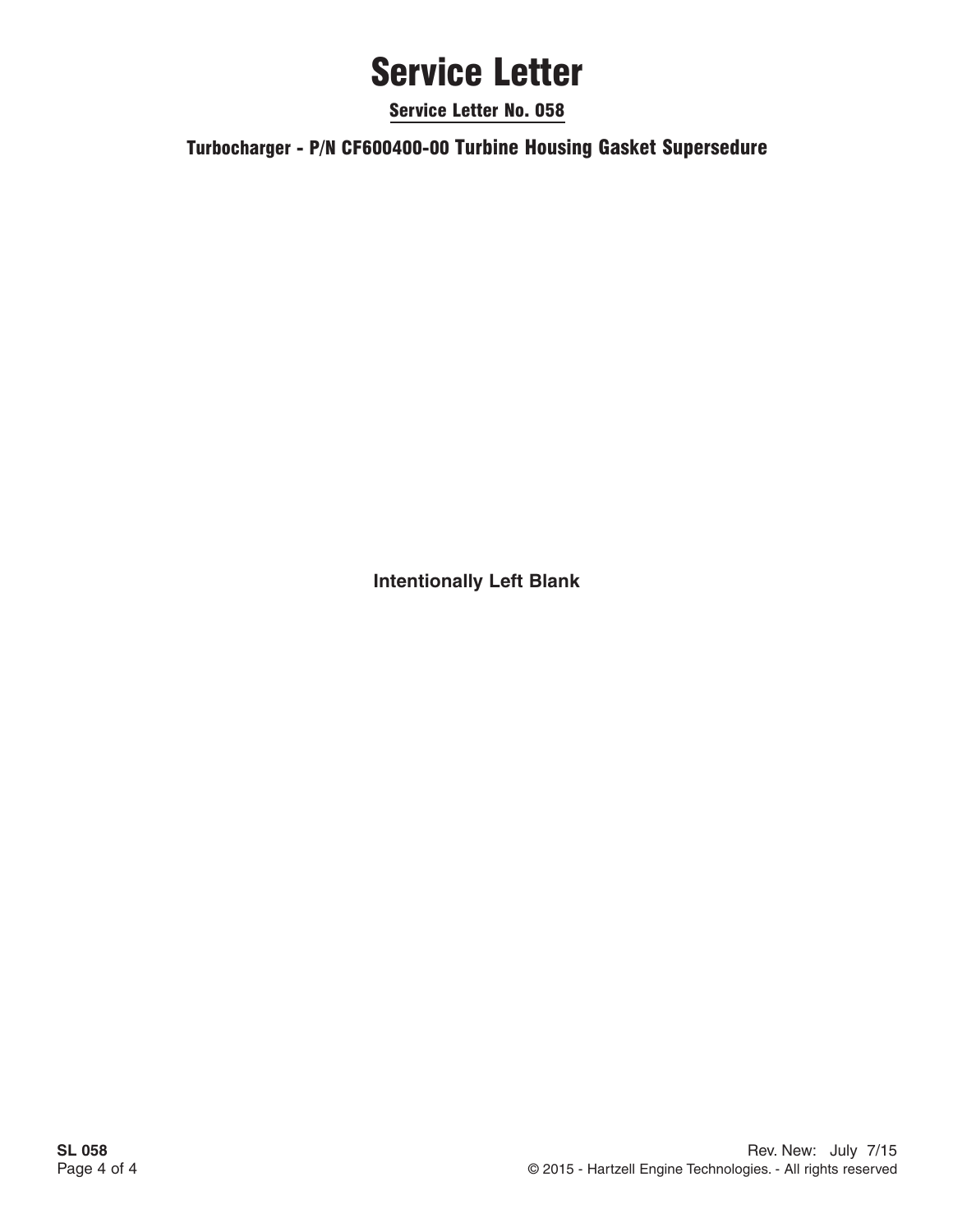# Service Letter

## Service Letter No. 058

### Turbocharger - P/N CF600400-00 Turbine Housing Gasket Supersedure

**Intentionally Left Blank**